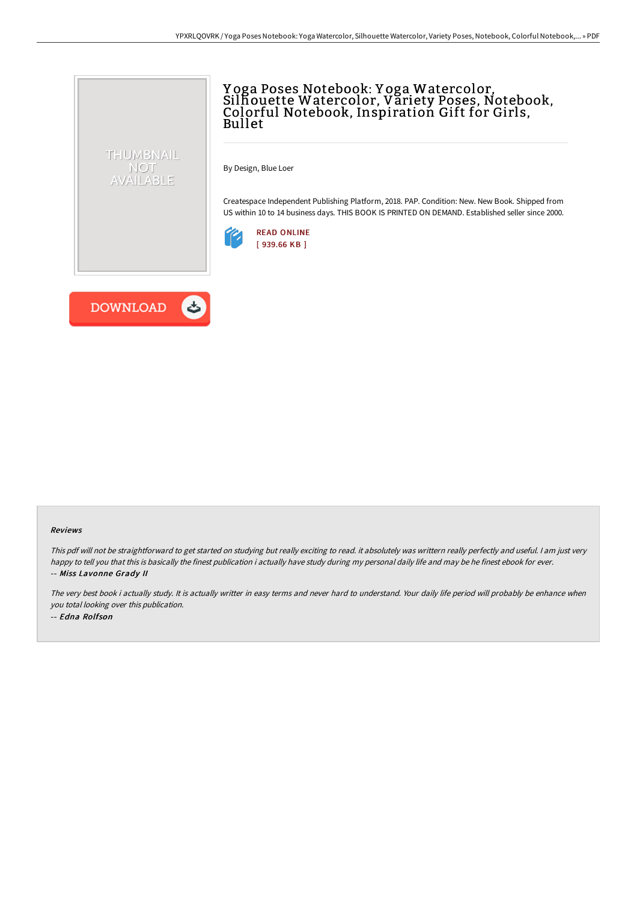# Yoga Poses Notebook: Yoga Watercolor, Silhouette Watercolor, Variety Poses, Notebook, Colorful Notebook, Inspiration Gift for Girls, Bullet

By Design, Blue Loer

Createspace Independent Publishing Platform, 2018. PAP. Condition: New. New Book. Shipped from US within 10 to 14 business days. THIS BOOK IS PRINTED ON DEMAND. Established seller since 2000.

READ ONLINE
[ 939.66 KB ]

DOWNLOAD

### Reviews

*This pdf will not be straightforward to get started on studying but really exciting to read. it absolutely was writtern really perfectly and useful. I am just very happy to tell you that this is basically the finest publication i actually have study during my personal daily life and may be he finest ebook for ever.*
-- ***Miss Lavonne Grady II***

*The very best book i actually study. It is actually writter in easy terms and never hard to understand. Your daily life period will probably be enhance when you total looking over this publication.*
-- ***Edna Rolfson***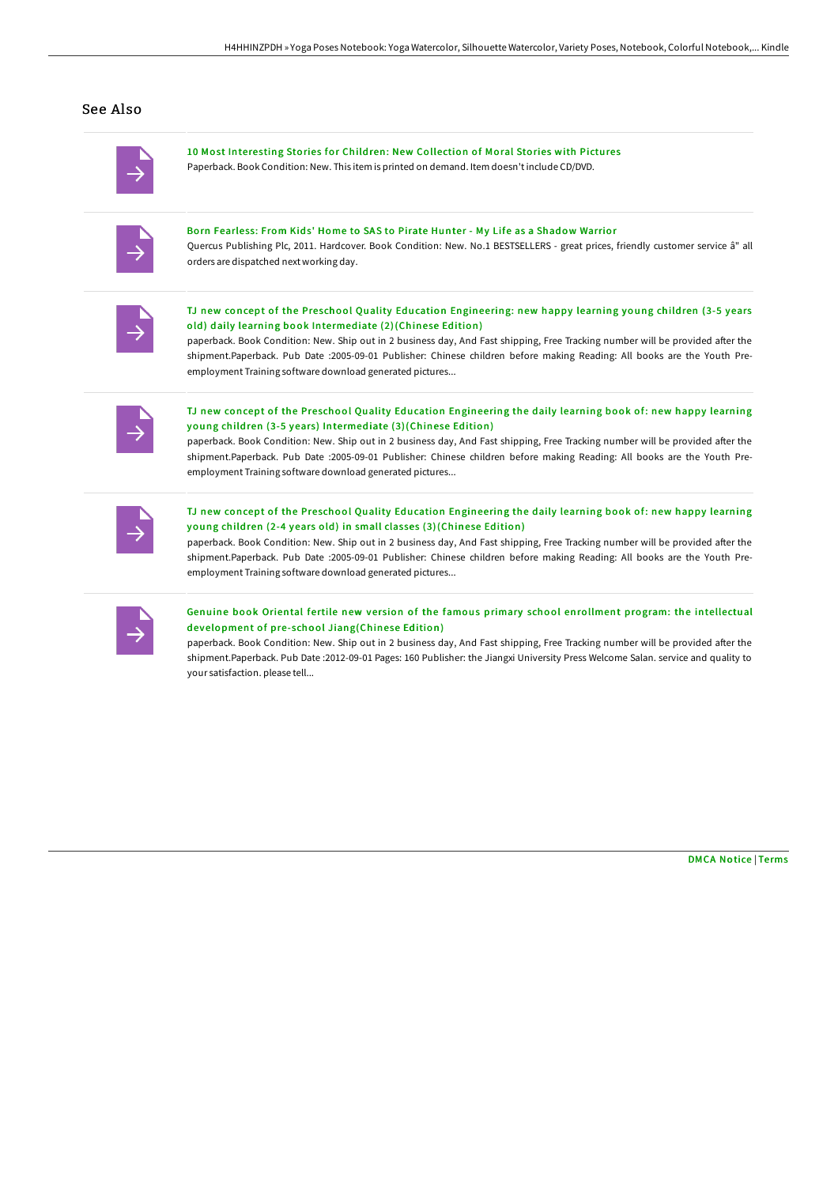## See Also

10 Most Interesting Stories for Children: New Collection of Moral Stories with Pictures
Paperback. Book Condition: New. This item is printed on demand. Item doesn't include CD/DVD.

Born Fearless: From Kids' Home to SAS to Pirate Hunter - My Life as a Shadow Warrior
Quercus Publishing Plc, 2011. Hardcover. Book Condition: New. No.1 BESTSELLERS - great prices, friendly customer service â" all orders are dispatched next working day.

TJ new concept of the Preschool Quality Education Engineering: new happy learning young children (3-5 years old) daily learning book Intermediate (2)(Chinese Edition)
paperback. Book Condition: New. Ship out in 2 business day, And Fast shipping, Free Tracking number will be provided after the shipment.Paperback. Pub Date :2005-09-01 Publisher: Chinese children before making Reading: All books are the Youth Pre-employment Training software download generated pictures...

TJ new concept of the Preschool Quality Education Engineering the daily learning book of: new happy learning young children (3-5 years) Intermediate (3)(Chinese Edition)
paperback. Book Condition: New. Ship out in 2 business day, And Fast shipping, Free Tracking number will be provided after the shipment.Paperback. Pub Date :2005-09-01 Publisher: Chinese children before making Reading: All books are the Youth Pre-employment Training software download generated pictures...

TJ new concept of the Preschool Quality Education Engineering the daily learning book of: new happy learning young children (2-4 years old) in small classes (3)(Chinese Edition)
paperback. Book Condition: New. Ship out in 2 business day, And Fast shipping, Free Tracking number will be provided after the shipment.Paperback. Pub Date :2005-09-01 Publisher: Chinese children before making Reading: All books are the Youth Pre-employment Training software download generated pictures...

Genuine book Oriental fertile new version of the famous primary school enrollment program: the intellectual development of pre-school Jiang(Chinese Edition)
paperback. Book Condition: New. Ship out in 2 business day, And Fast shipping, Free Tracking number will be provided after the shipment.Paperback. Pub Date :2012-09-01 Pages: 160 Publisher: the Jiangxi University Press Welcome Salan. service and quality to your satisfaction. please tell...

DMCA Notice | Terms